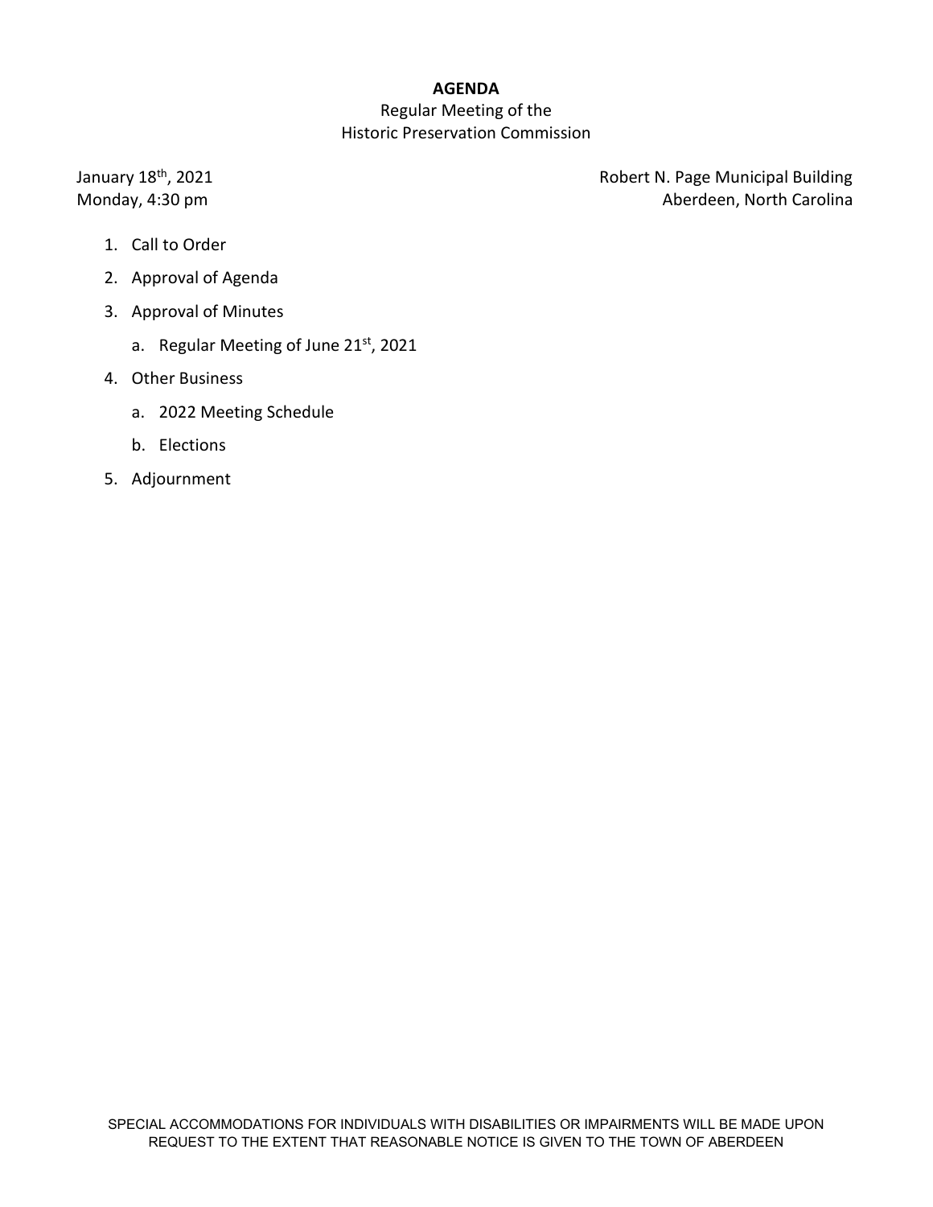**AGENDA**

Regular Meeting of the
Historic Preservation Commission

January 18th, 2021
Monday, 4:30 pm

Robert N. Page Municipal Building
Aberdeen, North Carolina

1. Call to Order
2. Approval of Agenda
3. Approval of Minutes
   a. Regular Meeting of June 21st, 2021
4. Other Business
   a. 2022 Meeting Schedule
   b. Elections
5. Adjournment

SPECIAL ACCOMMODATIONS FOR INDIVIDUALS WITH DISABILITIES OR IMPAIRMENTS WILL BE MADE UPON REQUEST TO THE EXTENT THAT REASONABLE NOTICE IS GIVEN TO THE TOWN OF ABERDEEN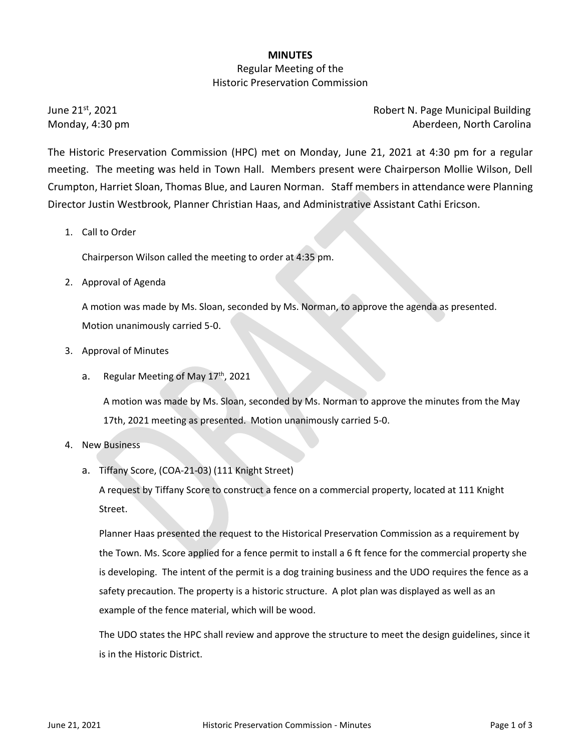# MINUTES

Regular Meeting of the
Historic Preservation Commission

June 21st, 2021
Monday, 4:30 pm

Robert N. Page Municipal Building
Aberdeen, North Carolina

The Historic Preservation Commission (HPC) met on Monday, June 21, 2021 at 4:30 pm for a regular meeting. The meeting was held in Town Hall. Members present were Chairperson Mollie Wilson, Dell Crumpton, Harriet Sloan, Thomas Blue, and Lauren Norman. Staff members in attendance were Planning Director Justin Westbrook, Planner Christian Haas, and Administrative Assistant Cathi Ericson.

1. Call to Order

   Chairperson Wilson called the meeting to order at 4:35 pm.

2. Approval of Agenda

   A motion was made by Ms. Sloan, seconded by Ms. Norman, to approve the agenda as presented. Motion unanimously carried 5-0.

3. Approval of Minutes

   a. Regular Meeting of May 17th, 2021

      A motion was made by Ms. Sloan, seconded by Ms. Norman to approve the minutes from the May 17th, 2021 meeting as presented. Motion unanimously carried 5-0.

4. New Business

   a. Tiffany Score, (COA-21-03) (111 Knight Street)

      A request by Tiffany Score to construct a fence on a commercial property, located at 111 Knight Street.

      Planner Haas presented the request to the Historical Preservation Commission as a requirement by the Town. Ms. Score applied for a fence permit to install a 6 ft fence for the commercial property she is developing. The intent of the permit is a dog training business and the UDO requires the fence as a safety precaution. The property is a historic structure. A plot plan was displayed as well as an example of the fence material, which will be wood.

      The UDO states the HPC shall review and approve the structure to meet the design guidelines, since it is in the Historic District.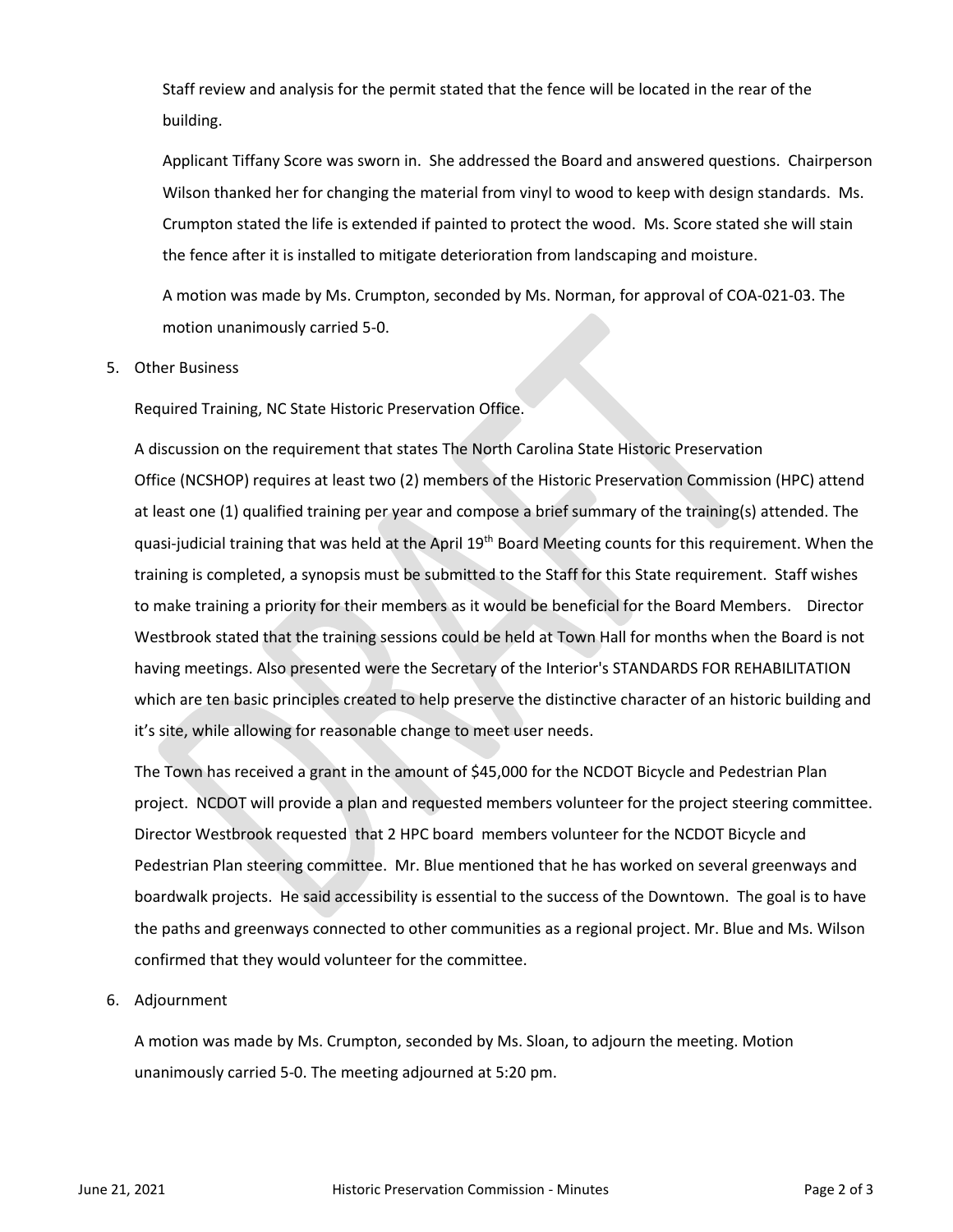Staff review and analysis for the permit stated that the fence will be located in the rear of the building.

Applicant Tiffany Score was sworn in. She addressed the Board and answered questions. Chairperson Wilson thanked her for changing the material from vinyl to wood to keep with design standards. Ms. Crumpton stated the life is extended if painted to protect the wood. Ms. Score stated she will stain the fence after it is installed to mitigate deterioration from landscaping and moisture.

A motion was made by Ms. Crumpton, seconded by Ms. Norman, for approval of COA-021-03. The motion unanimously carried 5-0.

5. Other Business

Required Training, NC State Historic Preservation Office.

A discussion on the requirement that states The North Carolina State Historic Preservation Office (NCSHOP) requires at least two (2) members of the Historic Preservation Commission (HPC) attend at least one (1) qualified training per year and compose a brief summary of the training(s) attended. The quasi-judicial training that was held at the April 19th Board Meeting counts for this requirement. When the training is completed, a synopsis must be submitted to the Staff for this State requirement. Staff wishes to make training a priority for their members as it would be beneficial for the Board Members. Director Westbrook stated that the training sessions could be held at Town Hall for months when the Board is not having meetings. Also presented were the Secretary of the Interior's STANDARDS FOR REHABILITATION which are ten basic principles created to help preserve the distinctive character of an historic building and it's site, while allowing for reasonable change to meet user needs.

The Town has received a grant in the amount of $45,000 for the NCDOT Bicycle and Pedestrian Plan project. NCDOT will provide a plan and requested members volunteer for the project steering committee. Director Westbrook requested that 2 HPC board members volunteer for the NCDOT Bicycle and Pedestrian Plan steering committee. Mr. Blue mentioned that he has worked on several greenways and boardwalk projects. He said accessibility is essential to the success of the Downtown. The goal is to have the paths and greenways connected to other communities as a regional project. Mr. Blue and Ms. Wilson confirmed that they would volunteer for the committee.

6. Adjournment

A motion was made by Ms. Crumpton, seconded by Ms. Sloan, to adjourn the meeting. Motion unanimously carried 5-0. The meeting adjourned at 5:20 pm.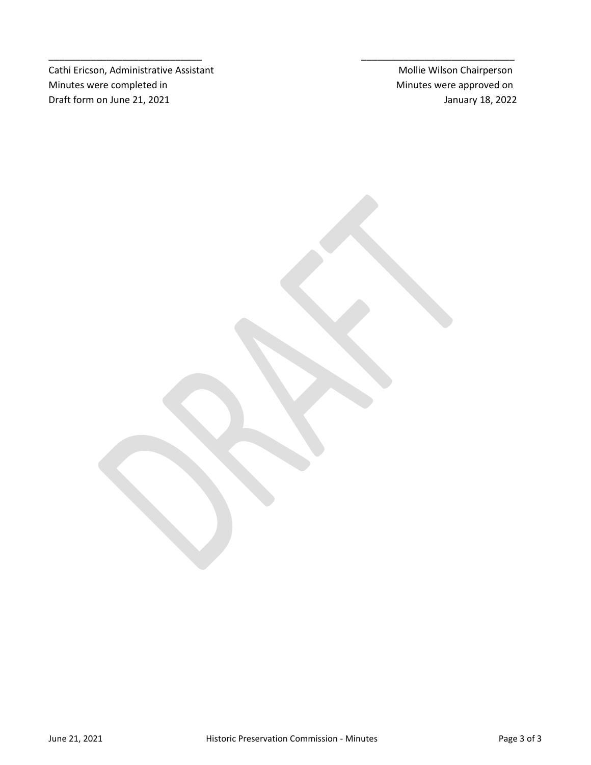_____________________________ _____________________________

Cathi Ericson, Administrative Assistant
Minutes were completed in
Draft form on June 21, 2021

Mollie Wilson Chairperson
Minutes were approved on
January 18, 2022

DRAFT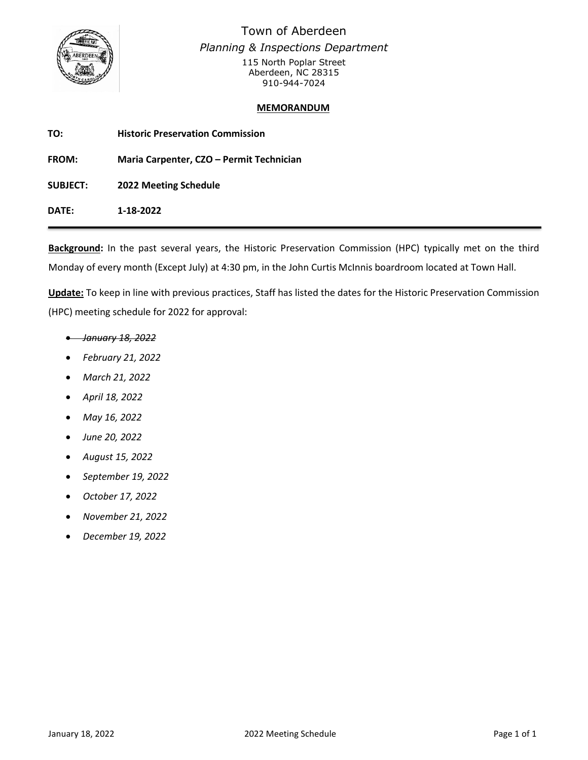Town of Aberdeen

*Planning & Inspections Department*

115 North Poplar Street
Aberdeen, NC 28315
910-944-7024

**MEMORANDUM**

**TO:** **Historic Preservation Commission**

**FROM:** **Maria Carpenter, CZO – Permit Technician**

**SUBJECT:** **2022 Meeting Schedule**

**DATE:** **1-18-2022**

---

**Background:** In the past several years, the Historic Preservation Commission (HPC) typically met on the third Monday of every month (Except July) at 4:30 pm, in the John Curtis McInnis boardroom located at Town Hall.

**Update:** To keep in line with previous practices, Staff has listed the dates for the Historic Preservation Commission (HPC) meeting schedule for 2022 for approval:

- ~~*January 18, 2022*~~
- *February 21, 2022*
- *March 21, 2022*
- *April 18, 2022*
- *May 16, 2022*
- *June 20, 2022*
- *August 15, 2022*
- *September 19, 2022*
- *October 17, 2022*
- *November 21, 2022*
- *December 19, 2022*